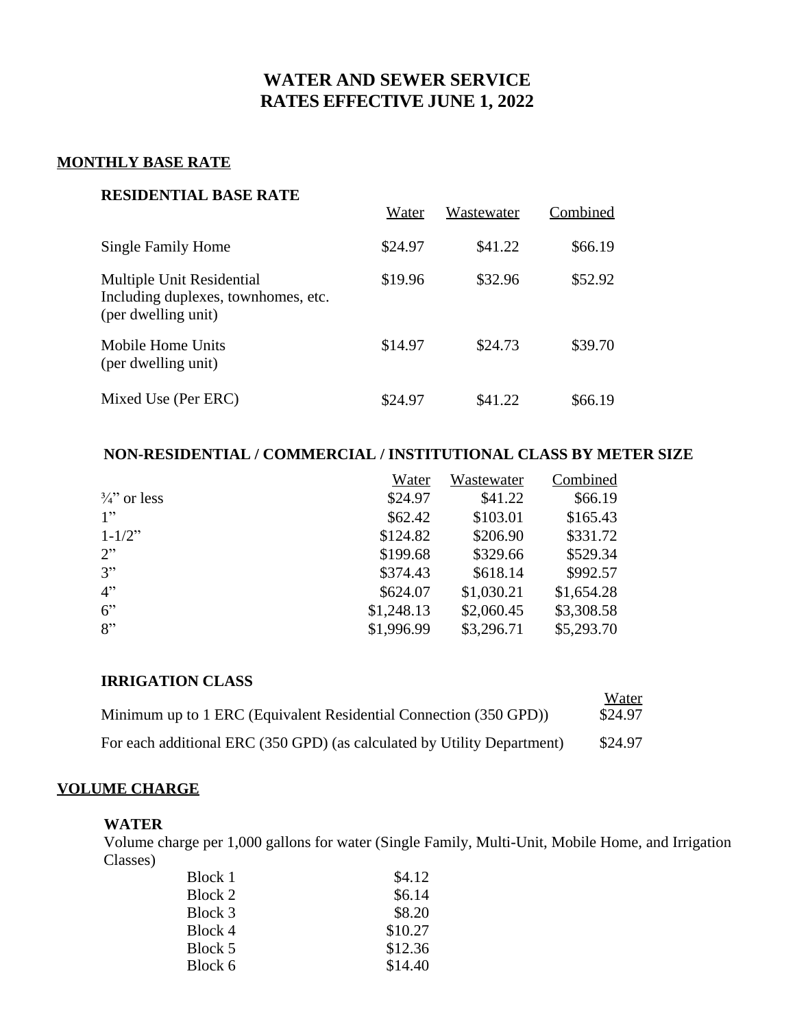# WATER AND SEWER SERVICE
# RATES EFFECTIVE JUNE 1, 2022

## MONTHLY BASE RATE

### RESIDENTIAL BASE RATE

| | Water | Wastewater | Combined |
|---|---|---|---|
| Single Family Home | $24.97 | $41.22 | $66.19 |
| Multiple Unit Residential Including duplexes, townhomes, etc. (per dwelling unit) | $19.96 | $32.96 | $52.92 |
| Mobile Home Units (per dwelling unit) | $14.97 | $24.73 | $39.70 |
| Mixed Use (Per ERC) | $24.97 | $41.22 | $66.19 |

### NON-RESIDENTIAL / COMMERCIAL / INSTITUTIONAL CLASS BY METER SIZE

| | Water | Wastewater | Combined |
|---|---|---|---|
| ¾" or less | $24.97 | $41.22 | $66.19 |
| 1" | $62.42 | $103.01 | $165.43 |
| 1-1/2" | $124.82 | $206.90 | $331.72 |
| 2" | $199.68 | $329.66 | $529.34 |
| 3" | $374.43 | $618.14 | $992.57 |
| 4" | $624.07 | $1,030.21 | $1,654.28 |
| 6" | $1,248.13 | $2,060.45 | $3,308.58 |
| 8" | $1,996.99 | $3,296.71 | $5,293.70 |

### IRRIGATION CLASS

| | Water |
|---|---|
| Minimum up to 1 ERC (Equivalent Residential Connection (350 GPD)) | $24.97 |
| For each additional ERC (350 GPD) (as calculated by Utility Department) | $24.97 |

## VOLUME CHARGE

### WATER

Volume charge per 1,000 gallons for water (Single Family, Multi-Unit, Mobile Home, and Irrigation Classes)

| Block | Rate |
|---|---|
| Block 1 | $4.12 |
| Block 2 | $6.14 |
| Block 3 | $8.20 |
| Block 4 | $10.27 |
| Block 5 | $12.36 |
| Block 6 | $14.40 |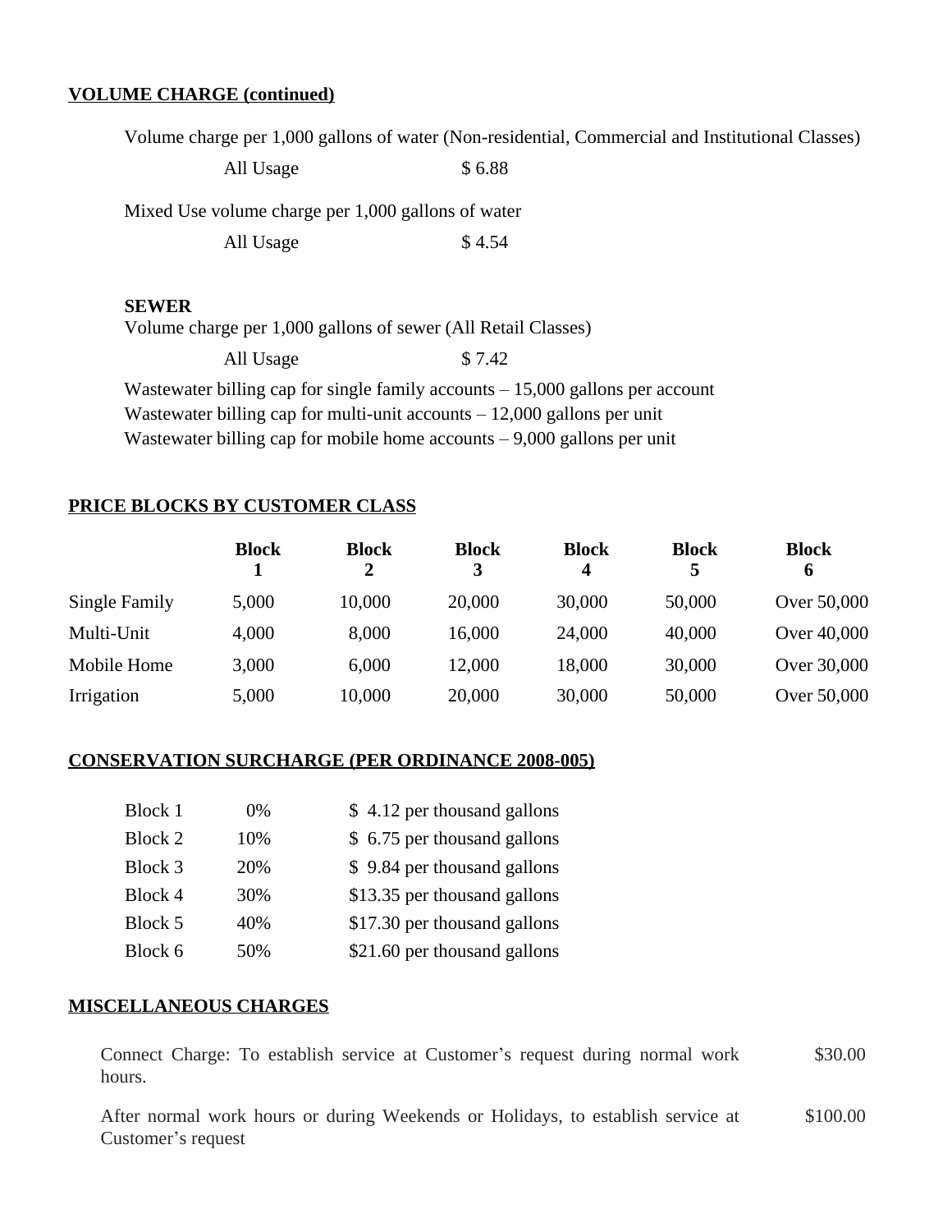**VOLUME CHARGE (continued)**

Volume charge per 1,000 gallons of water (Non-residential, Commercial and Institutional Classes)

| | |
|---|---|
| All Usage | $ 6.88 |

Mixed Use volume charge per 1,000 gallons of water

| | |
|---|---|
| All Usage | $ 4.54 |

**SEWER**

Volume charge per 1,000 gallons of sewer (All Retail Classes)

| | |
|---|---|
| All Usage | $ 7.42 |

Wastewater billing cap for single family accounts – 15,000 gallons per account
Wastewater billing cap for multi-unit accounts – 12,000 gallons per unit
Wastewater billing cap for mobile home accounts – 9,000 gallons per unit

**PRICE BLOCKS BY CUSTOMER CLASS**

| | Block 1 | Block 2 | Block 3 | Block 4 | Block 5 | Block 6 |
|---|---|---|---|---|---|---|
| Single Family | 5,000 | 10,000 | 20,000 | 30,000 | 50,000 | Over 50,000 |
| Multi-Unit | 4,000 | 8,000 | 16,000 | 24,000 | 40,000 | Over 40,000 |
| Mobile Home | 3,000 | 6,000 | 12,000 | 18,000 | 30,000 | Over 30,000 |
| Irrigation | 5,000 | 10,000 | 20,000 | 30,000 | 50,000 | Over 50,000 |

**CONSERVATION SURCHARGE (PER ORDINANCE 2008-005)**

| | | |
|---|---|---|
| Block 1 | 0% | $ 4.12 per thousand gallons |
| Block 2 | 10% | $ 6.75 per thousand gallons |
| Block 3 | 20% | $ 9.84 per thousand gallons |
| Block 4 | 30% | $13.35 per thousand gallons |
| Block 5 | 40% | $17.30 per thousand gallons |
| Block 6 | 50% | $21.60 per thousand gallons |

**MISCELLANEOUS CHARGES**

| | |
|---|---|
| Connect Charge: To establish service at Customer's request during normal work hours. | $30.00 |
| After normal work hours or during Weekends or Holidays, to establish service at Customer's request | $100.00 |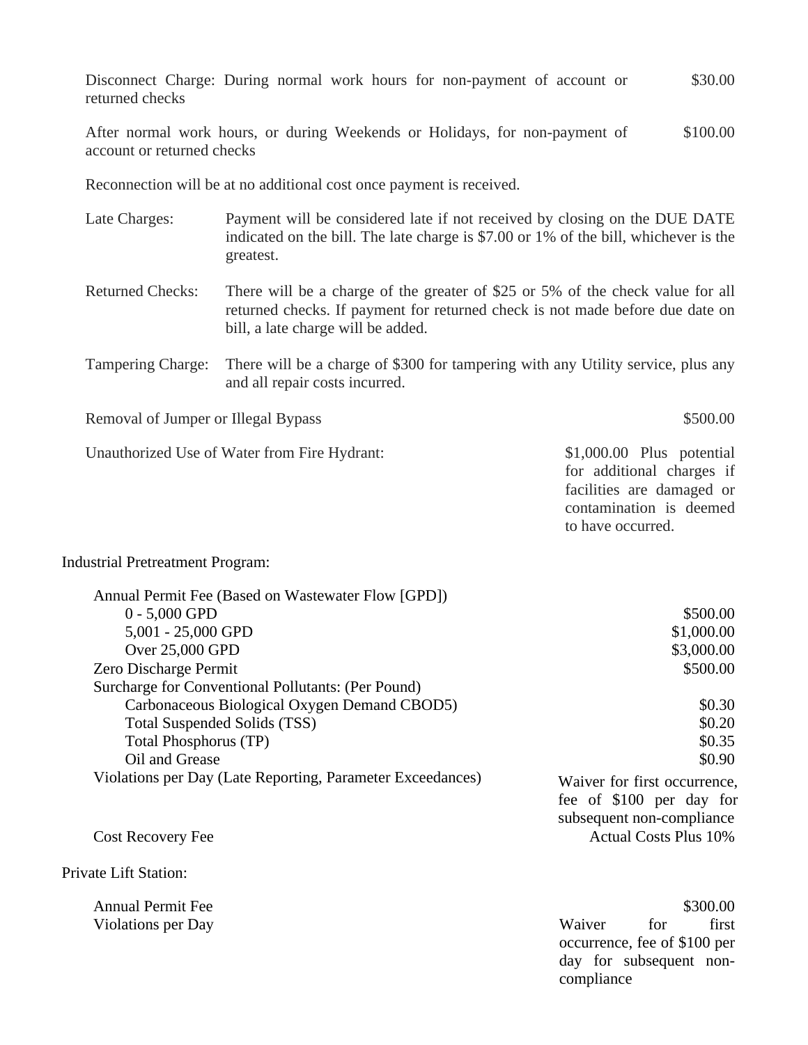| | |
|---|---|
| Disconnect Charge: During normal work hours for non-payment of account or returned checks | $30.00 |
| After normal work hours, or during Weekends or Holidays, for non-payment of account or returned checks | $100.00 |

Reconnection will be at no additional cost once payment is received.

| | |
|---|---|
| Late Charges: | Payment will be considered late if not received by closing on the DUE DATE indicated on the bill. The late charge is $7.00 or 1% of the bill, whichever is the greatest. |
| Returned Checks: | There will be a charge of the greater of $25 or 5% of the check value for all returned checks. If payment for returned check is not made before due date on bill, a late charge will be added. |
| Tampering Charge: | There will be a charge of $300 for tampering with any Utility service, plus any and all repair costs incurred. |

| | |
|---|---|
| Removal of Jumper or Illegal Bypass | $500.00 |
| Unauthorized Use of Water from Fire Hydrant: | $1,000.00 Plus potential for additional charges if facilities are damaged or contamination is deemed to have occurred. |

Industrial Pretreatment Program:

| | |
|---|---|
| Annual Permit Fee (Based on Wastewater Flow [GPD]) | |
| 0 - 5,000 GPD | $500.00 |
| 5,001 - 25,000 GPD | $1,000.00 |
| Over 25,000 GPD | $3,000.00 |
| Zero Discharge Permit | $500.00 |
| Surcharge for Conventional Pollutants: (Per Pound) | |
| Carbonaceous Biological Oxygen Demand CBOD5) | $0.30 |
| Total Suspended Solids (TSS) | $0.20 |
| Total Phosphorus (TP) | $0.35 |
| Oil and Grease | $0.90 |
| Violations per Day (Late Reporting, Parameter Exceedances) | Waiver for first occurrence, fee of $100 per day for subsequent non-compliance |
| Cost Recovery Fee | Actual Costs Plus 10% |

Private Lift Station:

| | |
|---|---|
| Annual Permit Fee | $300.00 |
| Violations per Day | Waiver for first occurrence, fee of $100 per day for subsequent non-compliance |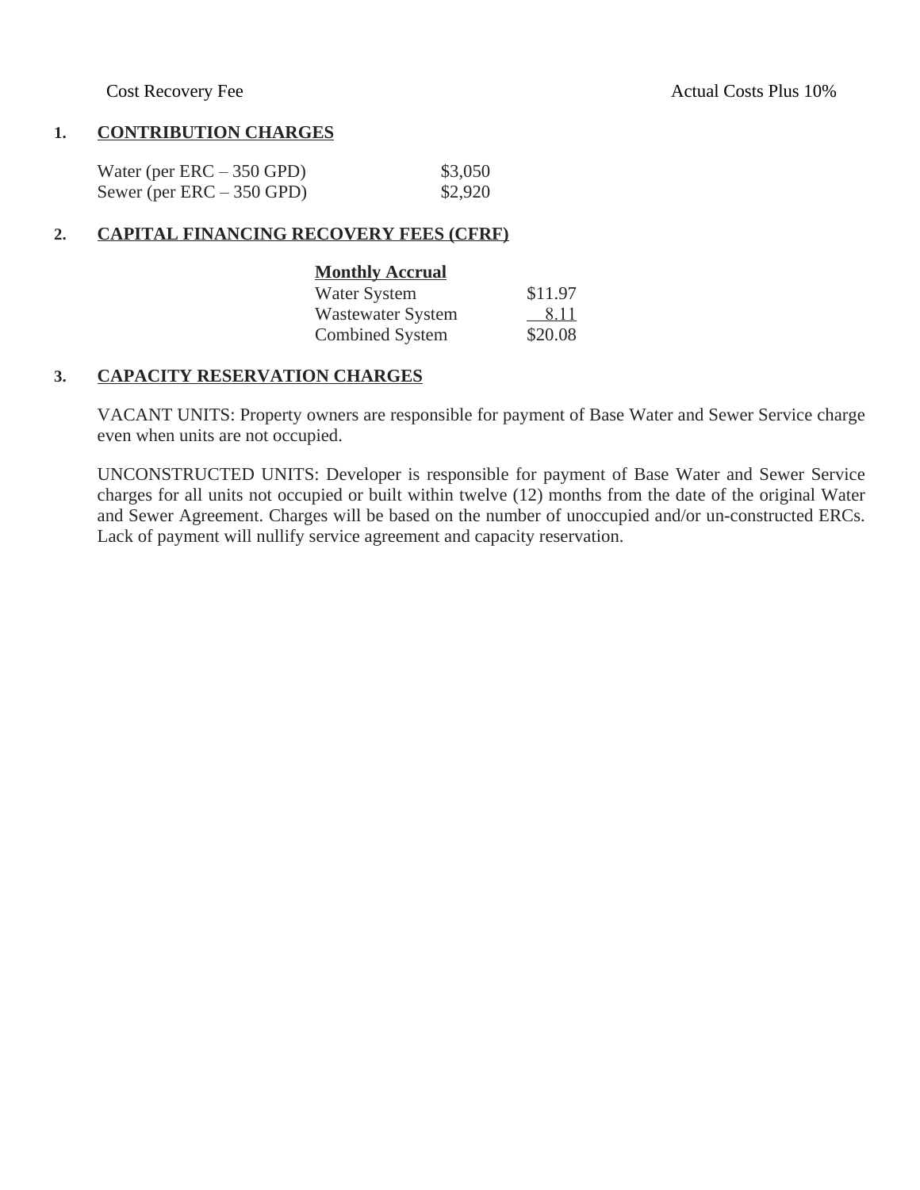| | |
|---|---|
| Cost Recovery Fee | Actual Costs Plus 10% |

## 1. CONTRIBUTION CHARGES

| | |
|---|---|
| Water (per ERC – 350 GPD) | $3,050 |
| Sewer (per ERC – 350 GPD) | $2,920 |

## 2. CAPITAL FINANCING RECOVERY FEES (CFRF)

| Monthly Accrual | |
|---|---|
| Water System | $11.97 |
| Wastewater System | 8.11 |
| Combined System | $20.08 |

## 3. CAPACITY RESERVATION CHARGES

VACANT UNITS: Property owners are responsible for payment of Base Water and Sewer Service charge even when units are not occupied.

UNCONSTRUCTED UNITS: Developer is responsible for payment of Base Water and Sewer Service charges for all units not occupied or built within twelve (12) months from the date of the original Water and Sewer Agreement. Charges will be based on the number of unoccupied and/or un-constructed ERCs. Lack of payment will nullify service agreement and capacity reservation.